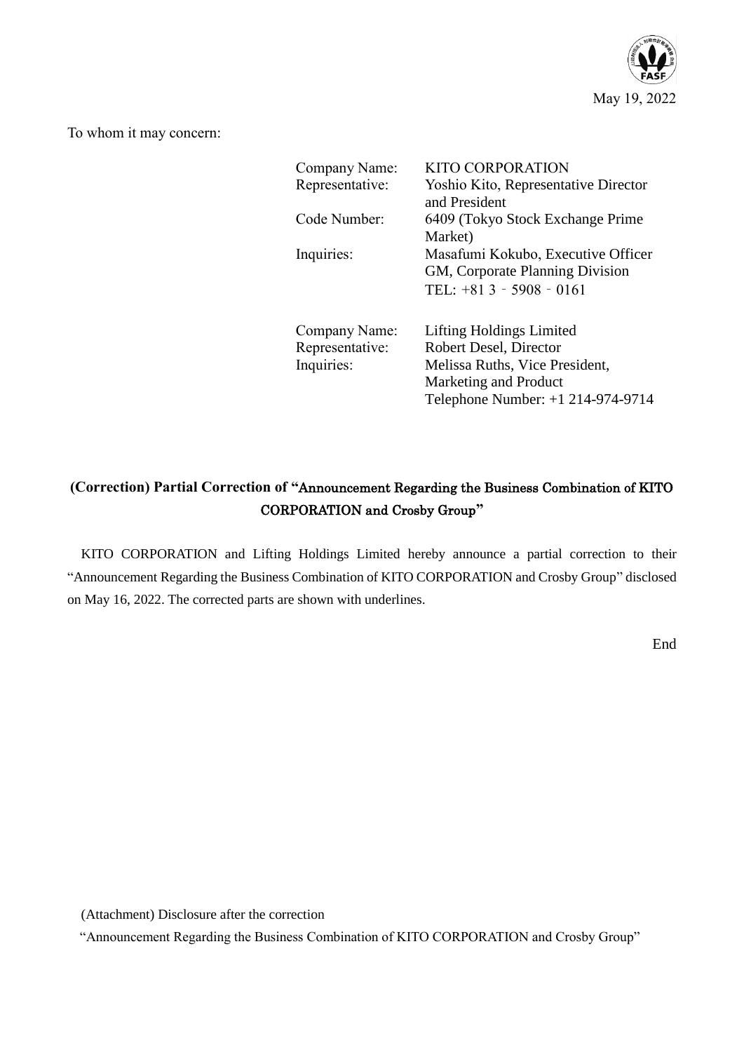May 19, 2022

To whom it may concern:

| | |
|---|---|
| Company Name: | KITO CORPORATION |
| Representative: | Yoshio Kito, Representative Director and President |
| Code Number: | 6409 (Tokyo Stock Exchange Prime Market) |
| Inquiries: | Masafumi Kokubo, Executive Officer GM, Corporate Planning Division TEL: +81 3‐5908‐0161 |

| | |
|---|---|
| Company Name: | Lifting Holdings Limited |
| Representative: | Robert Desel, Director |
| Inquiries: | Melissa Ruths, Vice President, Marketing and Product Telephone Number: +1 214-974-9714 |

## (Correction) Partial Correction of "Announcement Regarding the Business Combination of KITO CORPORATION and Crosby Group"

KITO CORPORATION and Lifting Holdings Limited hereby announce a partial correction to their "Announcement Regarding the Business Combination of KITO CORPORATION and Crosby Group" disclosed on May 16, 2022. The corrected parts are shown with underlines.

End

(Attachment) Disclosure after the correction

"Announcement Regarding the Business Combination of KITO CORPORATION and Crosby Group"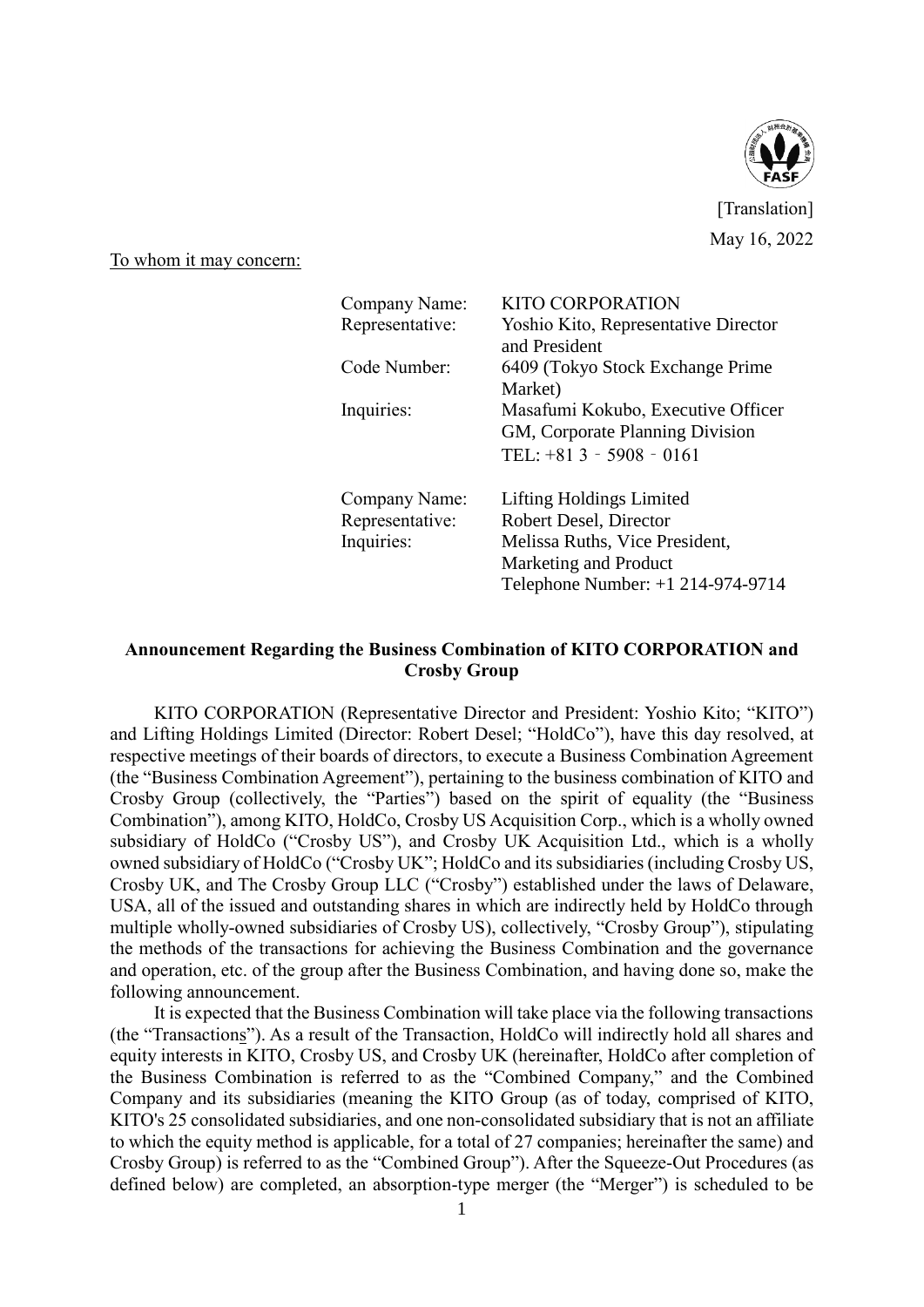[Translation]

May 16, 2022

To whom it may concern:

| | |
|---|---|
| Company Name: | KITO CORPORATION |
| Representative: | Yoshio Kito, Representative Director and President |
| Code Number: | 6409 (Tokyo Stock Exchange Prime Market) |
| Inquiries: | Masafumi Kokubo, Executive Officer GM, Corporate Planning Division TEL: +81 3 - 5908 - 0161 |

| | |
|---|---|
| Company Name: | Lifting Holdings Limited |
| Representative: | Robert Desel, Director |
| Inquiries: | Melissa Ruths, Vice President, Marketing and Product Telephone Number: +1 214-974-9714 |

**Announcement Regarding the Business Combination of KITO CORPORATION and Crosby Group**

KITO CORPORATION (Representative Director and President: Yoshio Kito; "KITO") and Lifting Holdings Limited (Director: Robert Desel; "HoldCo"), have this day resolved, at respective meetings of their boards of directors, to execute a Business Combination Agreement (the "Business Combination Agreement"), pertaining to the business combination of KITO and Crosby Group (collectively, the "Parties") based on the spirit of equality (the "Business Combination"), among KITO, HoldCo, Crosby US Acquisition Corp., which is a wholly owned subsidiary of HoldCo ("Crosby US"), and Crosby UK Acquisition Ltd., which is a wholly owned subsidiary of HoldCo ("Crosby UK"; HoldCo and its subsidiaries (including Crosby US, Crosby UK, and The Crosby Group LLC ("Crosby") established under the laws of Delaware, USA, all of the issued and outstanding shares in which are indirectly held by HoldCo through multiple wholly-owned subsidiaries of Crosby US), collectively, "Crosby Group"), stipulating the methods of the transactions for achieving the Business Combination and the governance and operation, etc. of the group after the Business Combination, and having done so, make the following announcement.

It is expected that the Business Combination will take place via the following transactions (the "Transactions"). As a result of the Transaction, HoldCo will indirectly hold all shares and equity interests in KITO, Crosby US, and Crosby UK (hereinafter, HoldCo after completion of the Business Combination is referred to as the "Combined Company," and the Combined Company and its subsidiaries (meaning the KITO Group (as of today, comprised of KITO, KITO's 25 consolidated subsidiaries, and one non-consolidated subsidiary that is not an affiliate to which the equity method is applicable, for a total of 27 companies; hereinafter the same) and Crosby Group) is referred to as the "Combined Group"). After the Squeeze-Out Procedures (as defined below) are completed, an absorption-type merger (the "Merger") is scheduled to be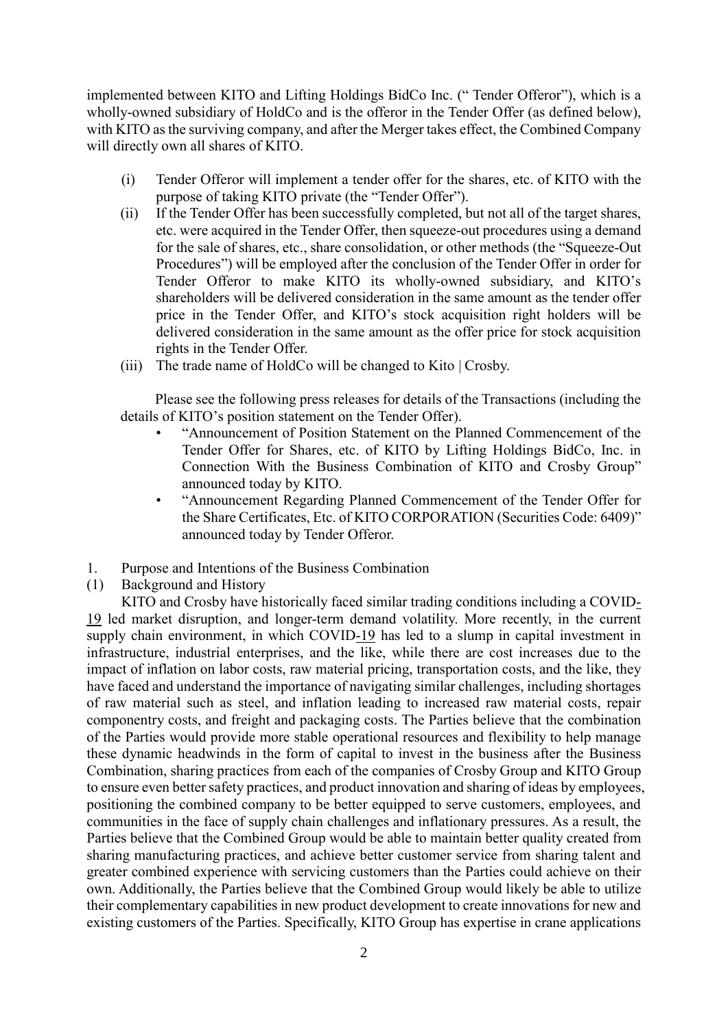implemented between KITO and Lifting Holdings BidCo Inc. (" Tender Offeror"), which is a wholly-owned subsidiary of HoldCo and is the offeror in the Tender Offer (as defined below), with KITO as the surviving company, and after the Merger takes effect, the Combined Company will directly own all shares of KITO.

(i) Tender Offeror will implement a tender offer for the shares, etc. of KITO with the purpose of taking KITO private (the "Tender Offer").

(ii) If the Tender Offer has been successfully completed, but not all of the target shares, etc. were acquired in the Tender Offer, then squeeze-out procedures using a demand for the sale of shares, etc., share consolidation, or other methods (the "Squeeze-Out Procedures") will be employed after the conclusion of the Tender Offer in order for Tender Offeror to make KITO its wholly-owned subsidiary, and KITO's shareholders will be delivered consideration in the same amount as the tender offer price in the Tender Offer, and KITO's stock acquisition right holders will be delivered consideration in the same amount as the offer price for stock acquisition rights in the Tender Offer.

(iii) The trade name of HoldCo will be changed to Kito | Crosby.

Please see the following press releases for details of the Transactions (including the details of KITO's position statement on the Tender Offer).

- "Announcement of Position Statement on the Planned Commencement of the Tender Offer for Shares, etc. of KITO by Lifting Holdings BidCo, Inc. in Connection With the Business Combination of KITO and Crosby Group" announced today by KITO.
- "Announcement Regarding Planned Commencement of the Tender Offer for the Share Certificates, Etc. of KITO CORPORATION (Securities Code: 6409)" announced today by Tender Offeror.

1. Purpose and Intentions of the Business Combination

(1) Background and History

KITO and Crosby have historically faced similar trading conditions including a COVID-19 led market disruption, and longer-term demand volatility. More recently, in the current supply chain environment, in which COVID-19 has led to a slump in capital investment in infrastructure, industrial enterprises, and the like, while there are cost increases due to the impact of inflation on labor costs, raw material pricing, transportation costs, and the like, they have faced and understand the importance of navigating similar challenges, including shortages of raw material such as steel, and inflation leading to increased raw material costs, repair componentry costs, and freight and packaging costs. The Parties believe that the combination of the Parties would provide more stable operational resources and flexibility to help manage these dynamic headwinds in the form of capital to invest in the business after the Business Combination, sharing practices from each of the companies of Crosby Group and KITO Group to ensure even better safety practices, and product innovation and sharing of ideas by employees, positioning the combined company to be better equipped to serve customers, employees, and communities in the face of supply chain challenges and inflationary pressures. As a result, the Parties believe that the Combined Group would be able to maintain better quality created from sharing manufacturing practices, and achieve better customer service from sharing talent and greater combined experience with servicing customers than the Parties could achieve on their own. Additionally, the Parties believe that the Combined Group would likely be able to utilize their complementary capabilities in new product development to create innovations for new and existing customers of the Parties. Specifically, KITO Group has expertise in crane applications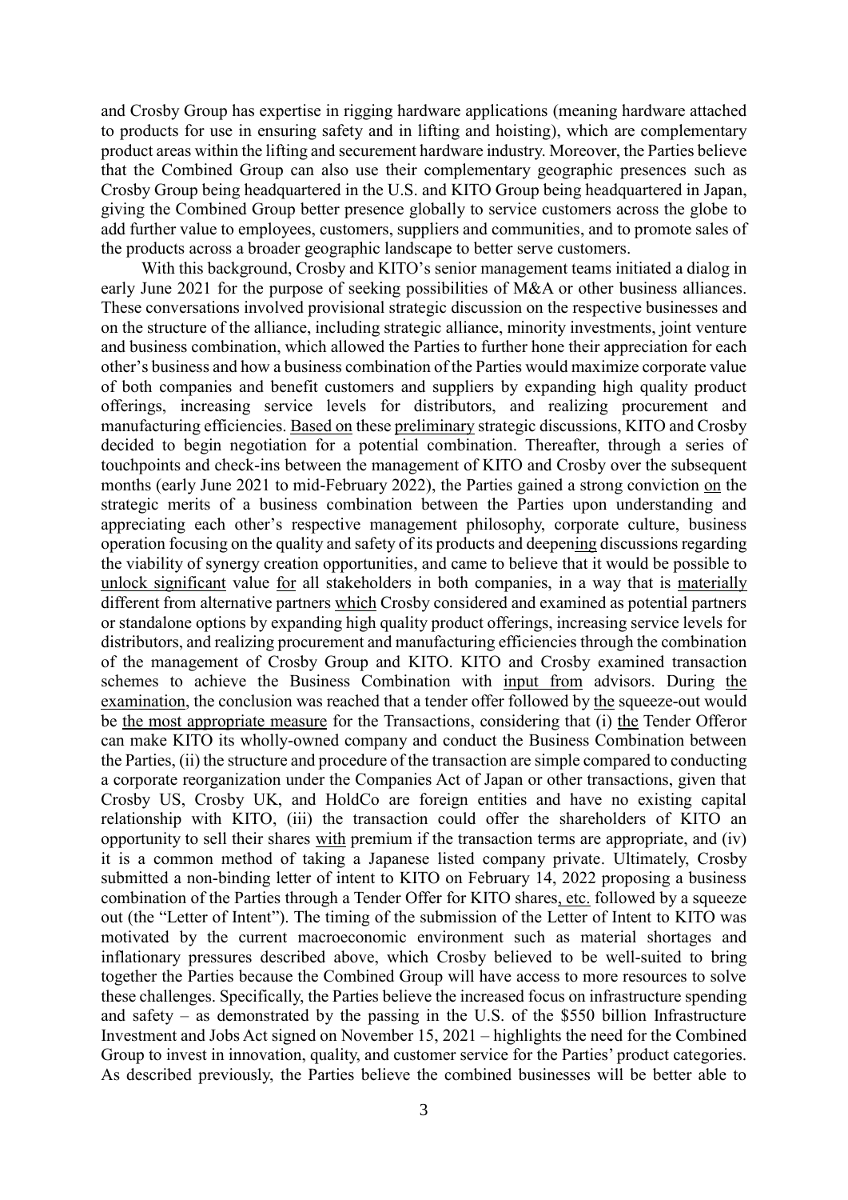and Crosby Group has expertise in rigging hardware applications (meaning hardware attached to products for use in ensuring safety and in lifting and hoisting), which are complementary product areas within the lifting and securement hardware industry. Moreover, the Parties believe that the Combined Group can also use their complementary geographic presences such as Crosby Group being headquartered in the U.S. and KITO Group being headquartered in Japan, giving the Combined Group better presence globally to service customers across the globe to add further value to employees, customers, suppliers and communities, and to promote sales of the products across a broader geographic landscape to better serve customers.

With this background, Crosby and KITO's senior management teams initiated a dialog in early June 2021 for the purpose of seeking possibilities of M&A or other business alliances. These conversations involved provisional strategic discussion on the respective businesses and on the structure of the alliance, including strategic alliance, minority investments, joint venture and business combination, which allowed the Parties to further hone their appreciation for each other's business and how a business combination of the Parties would maximize corporate value of both companies and benefit customers and suppliers by expanding high quality product offerings, increasing service levels for distributors, and realizing procurement and manufacturing efficiencies. Based on these preliminary strategic discussions, KITO and Crosby decided to begin negotiation for a potential combination. Thereafter, through a series of touchpoints and check-ins between the management of KITO and Crosby over the subsequent months (early June 2021 to mid-February 2022), the Parties gained a strong conviction on the strategic merits of a business combination between the Parties upon understanding and appreciating each other's respective management philosophy, corporate culture, business operation focusing on the quality and safety of its products and deepening discussions regarding the viability of synergy creation opportunities, and came to believe that it would be possible to unlock significant value for all stakeholders in both companies, in a way that is materially different from alternative partners which Crosby considered and examined as potential partners or standalone options by expanding high quality product offerings, increasing service levels for distributors, and realizing procurement and manufacturing efficiencies through the combination of the management of Crosby Group and KITO. KITO and Crosby examined transaction schemes to achieve the Business Combination with input from advisors. During the examination, the conclusion was reached that a tender offer followed by the squeeze-out would be the most appropriate measure for the Transactions, considering that (i) the Tender Offeror can make KITO its wholly-owned company and conduct the Business Combination between the Parties, (ii) the structure and procedure of the transaction are simple compared to conducting a corporate reorganization under the Companies Act of Japan or other transactions, given that Crosby US, Crosby UK, and HoldCo are foreign entities and have no existing capital relationship with KITO, (iii) the transaction could offer the shareholders of KITO an opportunity to sell their shares with premium if the transaction terms are appropriate, and (iv) it is a common method of taking a Japanese listed company private. Ultimately, Crosby submitted a non-binding letter of intent to KITO on February 14, 2022 proposing a business combination of the Parties through a Tender Offer for KITO shares, etc. followed by a squeeze out (the "Letter of Intent"). The timing of the submission of the Letter of Intent to KITO was motivated by the current macroeconomic environment such as material shortages and inflationary pressures described above, which Crosby believed to be well-suited to bring together the Parties because the Combined Group will have access to more resources to solve these challenges. Specifically, the Parties believe the increased focus on infrastructure spending and safety – as demonstrated by the passing in the U.S. of the $550 billion Infrastructure Investment and Jobs Act signed on November 15, 2021 – highlights the need for the Combined Group to invest in innovation, quality, and customer service for the Parties' product categories. As described previously, the Parties believe the combined businesses will be better able to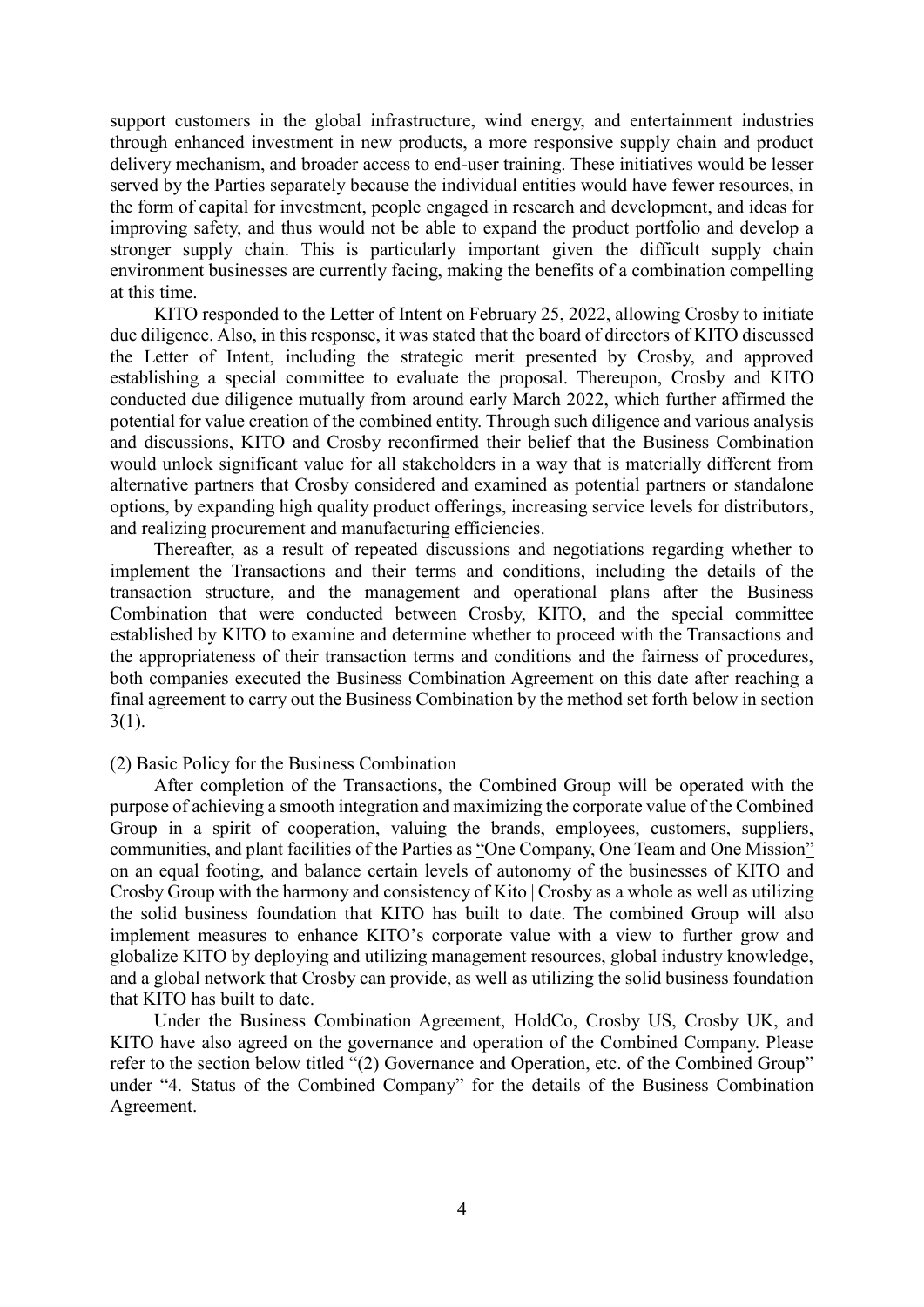support customers in the global infrastructure, wind energy, and entertainment industries through enhanced investment in new products, a more responsive supply chain and product delivery mechanism, and broader access to end-user training. These initiatives would be lesser served by the Parties separately because the individual entities would have fewer resources, in the form of capital for investment, people engaged in research and development, and ideas for improving safety, and thus would not be able to expand the product portfolio and develop a stronger supply chain. This is particularly important given the difficult supply chain environment businesses are currently facing, making the benefits of a combination compelling at this time.

KITO responded to the Letter of Intent on February 25, 2022, allowing Crosby to initiate due diligence. Also, in this response, it was stated that the board of directors of KITO discussed the Letter of Intent, including the strategic merit presented by Crosby, and approved establishing a special committee to evaluate the proposal. Thereupon, Crosby and KITO conducted due diligence mutually from around early March 2022, which further affirmed the potential for value creation of the combined entity. Through such diligence and various analysis and discussions, KITO and Crosby reconfirmed their belief that the Business Combination would unlock significant value for all stakeholders in a way that is materially different from alternative partners that Crosby considered and examined as potential partners or standalone options, by expanding high quality product offerings, increasing service levels for distributors, and realizing procurement and manufacturing efficiencies.

Thereafter, as a result of repeated discussions and negotiations regarding whether to implement the Transactions and their terms and conditions, including the details of the transaction structure, and the management and operational plans after the Business Combination that were conducted between Crosby, KITO, and the special committee established by KITO to examine and determine whether to proceed with the Transactions and the appropriateness of their transaction terms and conditions and the fairness of procedures, both companies executed the Business Combination Agreement on this date after reaching a final agreement to carry out the Business Combination by the method set forth below in section 3(1).

(2) Basic Policy for the Business Combination

After completion of the Transactions, the Combined Group will be operated with the purpose of achieving a smooth integration and maximizing the corporate value of the Combined Group in a spirit of cooperation, valuing the brands, employees, customers, suppliers, communities, and plant facilities of the Parties as "One Company, One Team and One Mission" on an equal footing, and balance certain levels of autonomy of the businesses of KITO and Crosby Group with the harmony and consistency of Kito | Crosby as a whole as well as utilizing the solid business foundation that KITO has built to date. The combined Group will also implement measures to enhance KITO's corporate value with a view to further grow and globalize KITO by deploying and utilizing management resources, global industry knowledge, and a global network that Crosby can provide, as well as utilizing the solid business foundation that KITO has built to date.

Under the Business Combination Agreement, HoldCo, Crosby US, Crosby UK, and KITO have also agreed on the governance and operation of the Combined Company. Please refer to the section below titled "(2) Governance and Operation, etc. of the Combined Group" under "4. Status of the Combined Company" for the details of the Business Combination Agreement.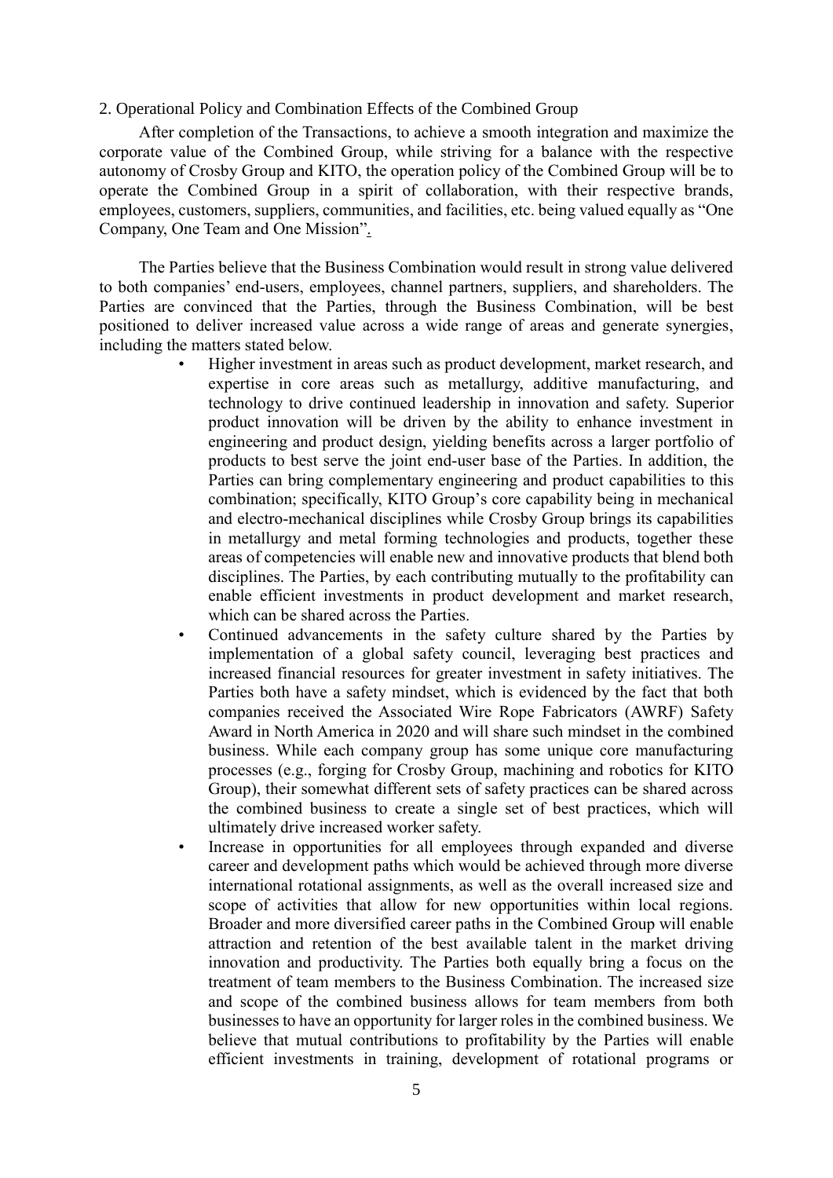2. Operational Policy and Combination Effects of the Combined Group

After completion of the Transactions, to achieve a smooth integration and maximize the corporate value of the Combined Group, while striving for a balance with the respective autonomy of Crosby Group and KITO, the operation policy of the Combined Group will be to operate the Combined Group in a spirit of collaboration, with their respective brands, employees, customers, suppliers, communities, and facilities, etc. being valued equally as "One Company, One Team and One Mission".

The Parties believe that the Business Combination would result in strong value delivered to both companies' end-users, employees, channel partners, suppliers, and shareholders. The Parties are convinced that the Parties, through the Business Combination, will be best positioned to deliver increased value across a wide range of areas and generate synergies, including the matters stated below.

- Higher investment in areas such as product development, market research, and expertise in core areas such as metallurgy, additive manufacturing, and technology to drive continued leadership in innovation and safety. Superior product innovation will be driven by the ability to enhance investment in engineering and product design, yielding benefits across a larger portfolio of products to best serve the joint end-user base of the Parties. In addition, the Parties can bring complementary engineering and product capabilities to this combination; specifically, KITO Group's core capability being in mechanical and electro-mechanical disciplines while Crosby Group brings its capabilities in metallurgy and metal forming technologies and products, together these areas of competencies will enable new and innovative products that blend both disciplines. The Parties, by each contributing mutually to the profitability can enable efficient investments in product development and market research, which can be shared across the Parties.
- Continued advancements in the safety culture shared by the Parties by implementation of a global safety council, leveraging best practices and increased financial resources for greater investment in safety initiatives. The Parties both have a safety mindset, which is evidenced by the fact that both companies received the Associated Wire Rope Fabricators (AWRF) Safety Award in North America in 2020 and will share such mindset in the combined business. While each company group has some unique core manufacturing processes (e.g., forging for Crosby Group, machining and robotics for KITO Group), their somewhat different sets of safety practices can be shared across the combined business to create a single set of best practices, which will ultimately drive increased worker safety.
- Increase in opportunities for all employees through expanded and diverse career and development paths which would be achieved through more diverse international rotational assignments, as well as the overall increased size and scope of activities that allow for new opportunities within local regions. Broader and more diversified career paths in the Combined Group will enable attraction and retention of the best available talent in the market driving innovation and productivity. The Parties both equally bring a focus on the treatment of team members to the Business Combination. The increased size and scope of the combined business allows for team members from both businesses to have an opportunity for larger roles in the combined business. We believe that mutual contributions to profitability by the Parties will enable efficient investments in training, development of rotational programs or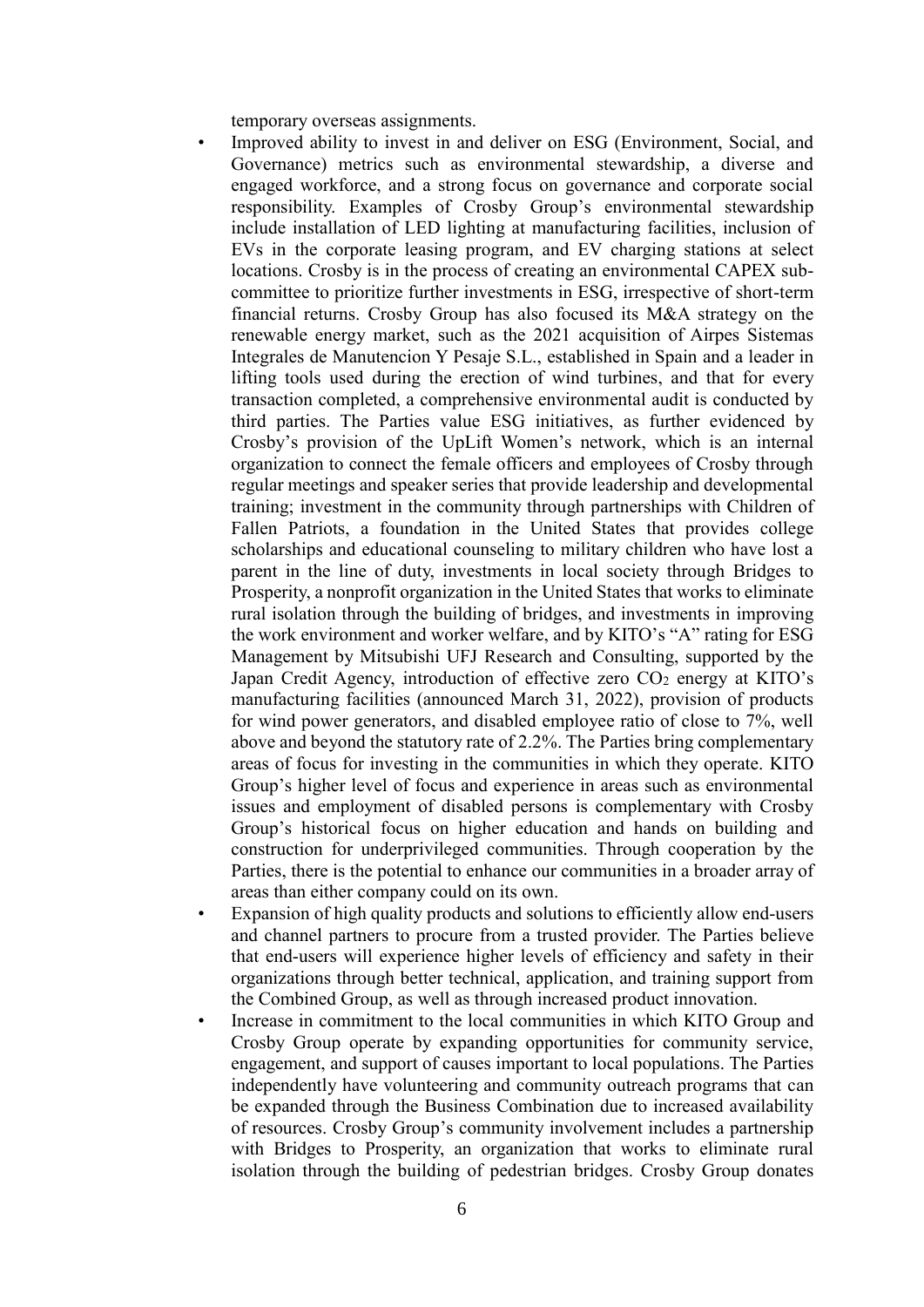temporary overseas assignments.

- Improved ability to invest in and deliver on ESG (Environment, Social, and Governance) metrics such as environmental stewardship, a diverse and engaged workforce, and a strong focus on governance and corporate social responsibility. Examples of Crosby Group's environmental stewardship include installation of LED lighting at manufacturing facilities, inclusion of EVs in the corporate leasing program, and EV charging stations at select locations. Crosby is in the process of creating an environmental CAPEX sub-committee to prioritize further investments in ESG, irrespective of short-term financial returns. Crosby Group has also focused its M&A strategy on the renewable energy market, such as the 2021 acquisition of Airpes Sistemas Integrales de Manutencion Y Pesaje S.L., established in Spain and a leader in lifting tools used during the erection of wind turbines, and that for every transaction completed, a comprehensive environmental audit is conducted by third parties. The Parties value ESG initiatives, as further evidenced by Crosby's provision of the UpLift Women's network, which is an internal organization to connect the female officers and employees of Crosby through regular meetings and speaker series that provide leadership and developmental training; investment in the community through partnerships with Children of Fallen Patriots, a foundation in the United States that provides college scholarships and educational counseling to military children who have lost a parent in the line of duty, investments in local society through Bridges to Prosperity, a nonprofit organization in the United States that works to eliminate rural isolation through the building of bridges, and investments in improving the work environment and worker welfare, and by KITO's "A" rating for ESG Management by Mitsubishi UFJ Research and Consulting, supported by the Japan Credit Agency, introduction of effective zero $CO_2$ energy at KITO's manufacturing facilities (announced March 31, 2022), provision of products for wind power generators, and disabled employee ratio of close to 7%, well above and beyond the statutory rate of 2.2%. The Parties bring complementary areas of focus for investing in the communities in which they operate. KITO Group's higher level of focus and experience in areas such as environmental issues and employment of disabled persons is complementary with Crosby Group's historical focus on higher education and hands on building and construction for underprivileged communities. Through cooperation by the Parties, there is the potential to enhance our communities in a broader array of areas than either company could on its own.
- Expansion of high quality products and solutions to efficiently allow end-users and channel partners to procure from a trusted provider. The Parties believe that end-users will experience higher levels of efficiency and safety in their organizations through better technical, application, and training support from the Combined Group, as well as through increased product innovation.
- Increase in commitment to the local communities in which KITO Group and Crosby Group operate by expanding opportunities for community service, engagement, and support of causes important to local populations. The Parties independently have volunteering and community outreach programs that can be expanded through the Business Combination due to increased availability of resources. Crosby Group's community involvement includes a partnership with Bridges to Prosperity, an organization that works to eliminate rural isolation through the building of pedestrian bridges. Crosby Group donates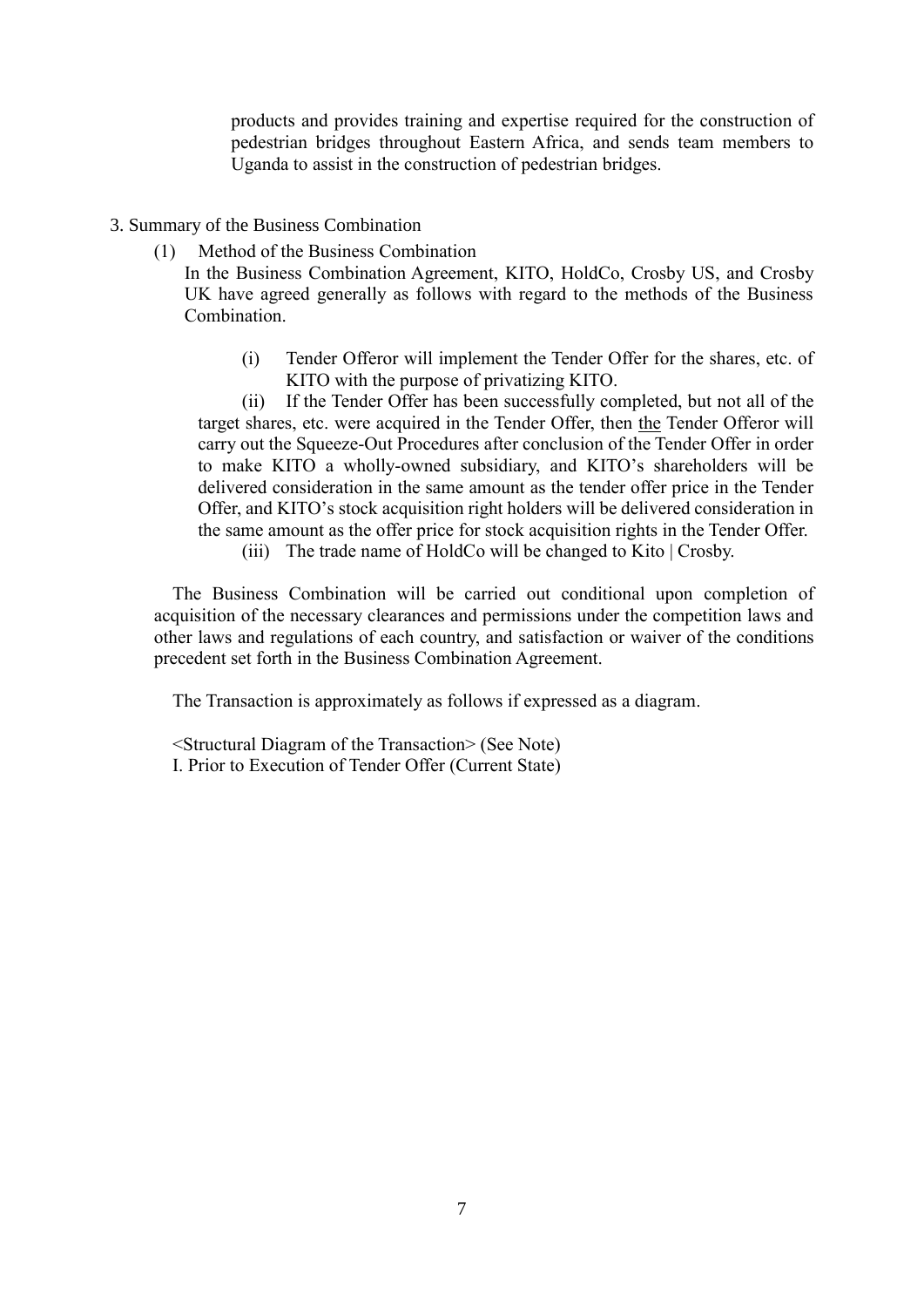products and provides training and expertise required for the construction of pedestrian bridges throughout Eastern Africa, and sends team members to Uganda to assist in the construction of pedestrian bridges.

3. Summary of the Business Combination

(1) Method of the Business Combination

In the Business Combination Agreement, KITO, HoldCo, Crosby US, and Crosby UK have agreed generally as follows with regard to the methods of the Business Combination.

(i) Tender Offeror will implement the Tender Offer for the shares, etc. of KITO with the purpose of privatizing KITO.

(ii) If the Tender Offer has been successfully completed, but not all of the target shares, etc. were acquired in the Tender Offer, then the Tender Offeror will carry out the Squeeze-Out Procedures after conclusion of the Tender Offer in order to make KITO a wholly-owned subsidiary, and KITO's shareholders will be delivered consideration in the same amount as the tender offer price in the Tender Offer, and KITO's stock acquisition right holders will be delivered consideration in the same amount as the offer price for stock acquisition rights in the Tender Offer.

(iii) The trade name of HoldCo will be changed to Kito | Crosby.

The Business Combination will be carried out conditional upon completion of acquisition of the necessary clearances and permissions under the competition laws and other laws and regulations of each country, and satisfaction or waiver of the conditions precedent set forth in the Business Combination Agreement.

The Transaction is approximately as follows if expressed as a diagram.

<Structural Diagram of the Transaction> (See Note)

I. Prior to Execution of Tender Offer (Current State)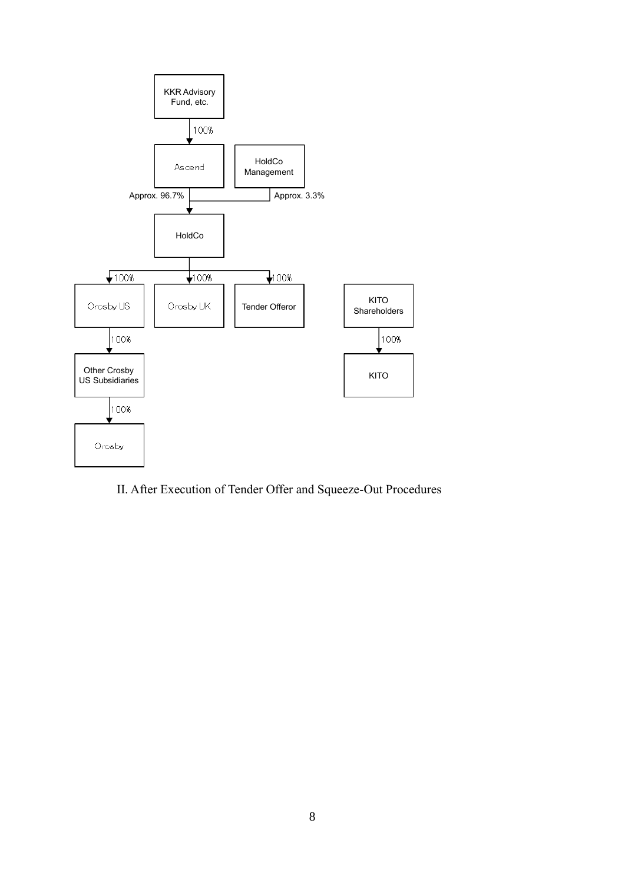KKR Advisory Fund, etc.

100%

Ascend

HoldCo Management

Approx. 96.7%

Approx. 3.3%

HoldCo

100% 100% 100%

Crosby US

Crosby UK

Tender Offeror

KITO Shareholders

100%

100%

Other Crosby US Subsidiaries

KITO

100%

Crosby

II. After Execution of Tender Offer and Squeeze-Out Procedures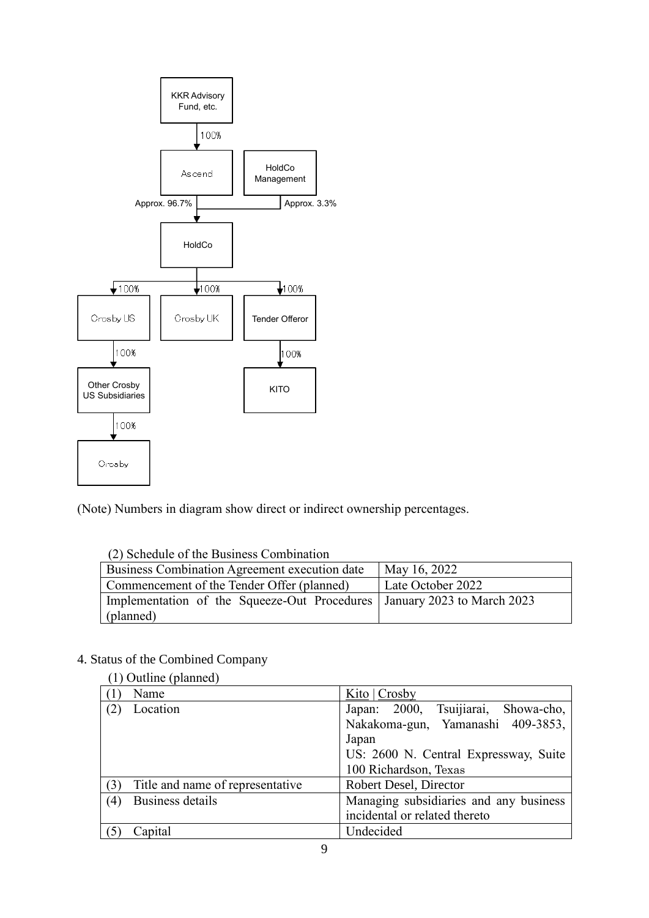KKR Advisory Fund, etc.

↓ 100%

Ascend (Approx. 96.7%) — HoldCo Management (Approx. 3.3%)

↓

HoldCo

↓ 100% Crosby US → 100% Other Crosby US Subsidiaries → 100% Crosby

↓ 100% Crosby UK

↓ 100% Tender Offeror → 100% KITO

(Note) Numbers in diagram show direct or indirect ownership percentages.

(2) Schedule of the Business Combination

| | |
|---|---|
| Business Combination Agreement execution date | May 16, 2022 |
| Commencement of the Tender Offer (planned) | Late October 2022 |
| Implementation of the Squeeze-Out Procedures (planned) | January 2023 to March 2023 |

4. Status of the Combined Company

(1) Outline (planned)

| | |
|---|---|
| (1) Name | Kito \| Crosby |
| (2) Location | Japan: 2000, Tsuijiarai, Showa-cho, Nakakoma-gun, Yamanashi 409-3853, Japan<br>US: 2600 N. Central Expressway, Suite 100 Richardson, Texas |
| (3) Title and name of representative | Robert Desel, Director |
| (4) Business details | Managing subsidiaries and any business incidental or related thereto |
| (5) Capital | Undecided |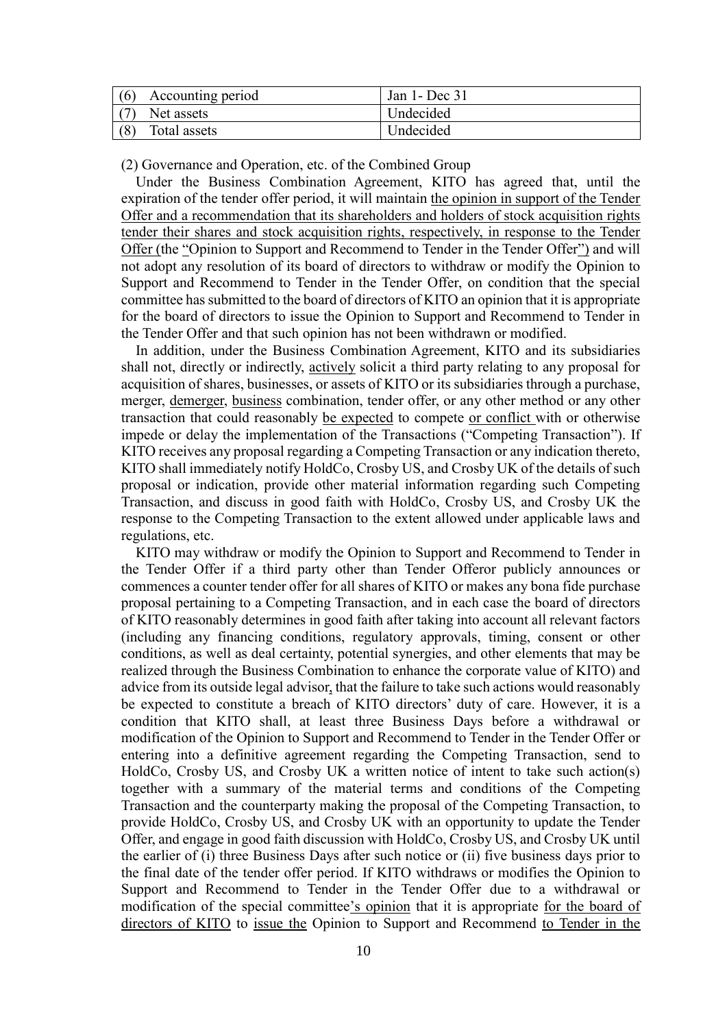| (6) Accounting period | Jan 1- Dec 31 |
|---|---|
| (7) Net assets | Undecided |
| (8) Total assets | Undecided |

(2) Governance and Operation, etc. of the Combined Group

Under the Business Combination Agreement, KITO has agreed that, until the expiration of the tender offer period, it will maintain the opinion in support of the Tender Offer and a recommendation that its shareholders and holders of stock acquisition rights tender their shares and stock acquisition rights, respectively, in response to the Tender Offer (the "Opinion to Support and Recommend to Tender in the Tender Offer") and will not adopt any resolution of its board of directors to withdraw or modify the Opinion to Support and Recommend to Tender in the Tender Offer, on condition that the special committee has submitted to the board of directors of KITO an opinion that it is appropriate for the board of directors to issue the Opinion to Support and Recommend to Tender in the Tender Offer and that such opinion has not been withdrawn or modified.

In addition, under the Business Combination Agreement, KITO and its subsidiaries shall not, directly or indirectly, actively solicit a third party relating to any proposal for acquisition of shares, businesses, or assets of KITO or its subsidiaries through a purchase, merger, demerger, business combination, tender offer, or any other method or any other transaction that could reasonably be expected to compete or conflict with or otherwise impede or delay the implementation of the Transactions ("Competing Transaction"). If KITO receives any proposal regarding a Competing Transaction or any indication thereto, KITO shall immediately notify HoldCo, Crosby US, and Crosby UK of the details of such proposal or indication, provide other material information regarding such Competing Transaction, and discuss in good faith with HoldCo, Crosby US, and Crosby UK the response to the Competing Transaction to the extent allowed under applicable laws and regulations, etc.

KITO may withdraw or modify the Opinion to Support and Recommend to Tender in the Tender Offer if a third party other than Tender Offeror publicly announces or commences a counter tender offer for all shares of KITO or makes any bona fide purchase proposal pertaining to a Competing Transaction, and in each case the board of directors of KITO reasonably determines in good faith after taking into account all relevant factors (including any financing conditions, regulatory approvals, timing, consent or other conditions, as well as deal certainty, potential synergies, and other elements that may be realized through the Business Combination to enhance the corporate value of KITO) and advice from its outside legal advisor, that the failure to take such actions would reasonably be expected to constitute a breach of KITO directors' duty of care. However, it is a condition that KITO shall, at least three Business Days before a withdrawal or modification of the Opinion to Support and Recommend to Tender in the Tender Offer or entering into a definitive agreement regarding the Competing Transaction, send to HoldCo, Crosby US, and Crosby UK a written notice of intent to take such action(s) together with a summary of the material terms and conditions of the Competing Transaction and the counterparty making the proposal of the Competing Transaction, to provide HoldCo, Crosby US, and Crosby UK with an opportunity to update the Tender Offer, and engage in good faith discussion with HoldCo, Crosby US, and Crosby UK until the earlier of (i) three Business Days after such notice or (ii) five business days prior to the final date of the tender offer period. If KITO withdraws or modifies the Opinion to Support and Recommend to Tender in the Tender Offer due to a withdrawal or modification of the special committee's opinion that it is appropriate for the board of directors of KITO to issue the Opinion to Support and Recommend to Tender in the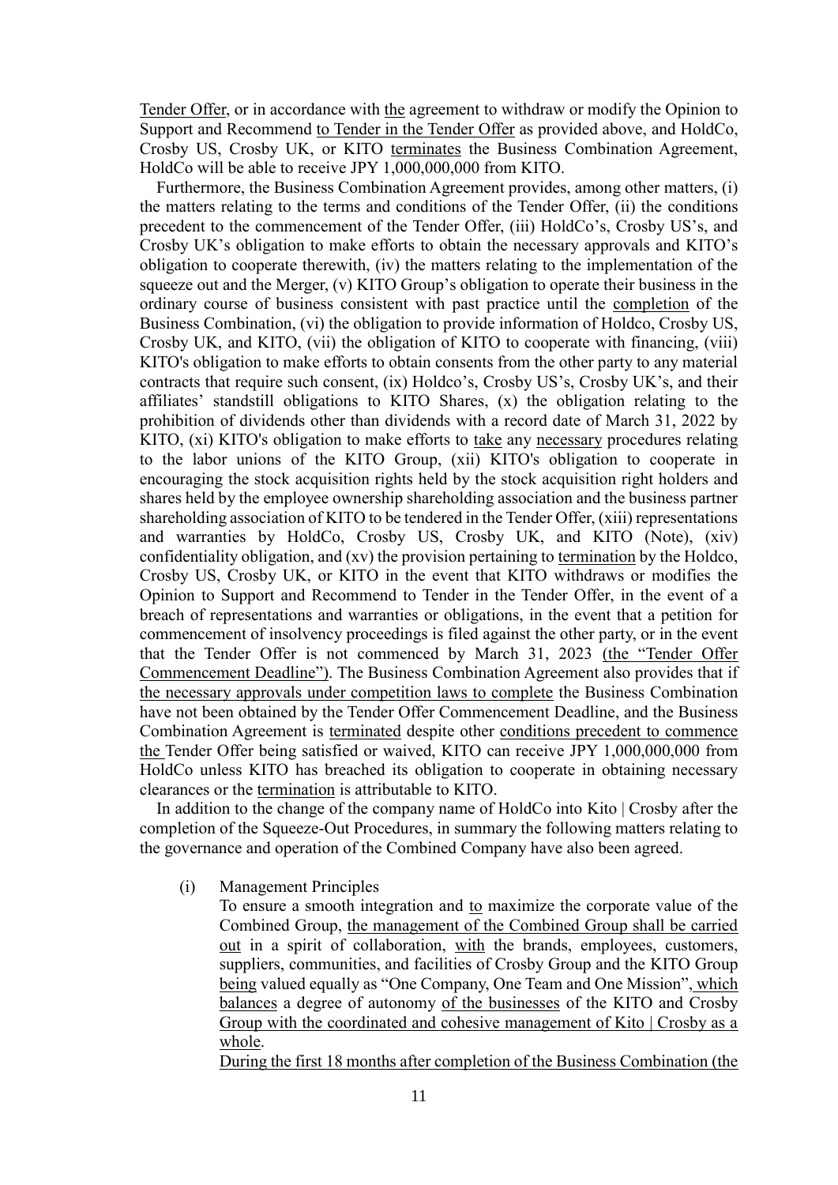Tender Offer, or in accordance with the agreement to withdraw or modify the Opinion to Support and Recommend to Tender in the Tender Offer as provided above, and HoldCo, Crosby US, Crosby UK, or KITO terminates the Business Combination Agreement, HoldCo will be able to receive JPY 1,000,000,000 from KITO.

Furthermore, the Business Combination Agreement provides, among other matters, (i) the matters relating to the terms and conditions of the Tender Offer, (ii) the conditions precedent to the commencement of the Tender Offer, (iii) HoldCo's, Crosby US's, and Crosby UK's obligation to make efforts to obtain the necessary approvals and KITO's obligation to cooperate therewith, (iv) the matters relating to the implementation of the squeeze out and the Merger, (v) KITO Group's obligation to operate their business in the ordinary course of business consistent with past practice until the completion of the Business Combination, (vi) the obligation to provide information of Holdco, Crosby US, Crosby UK, and KITO, (vii) the obligation of KITO to cooperate with financing, (viii) KITO's obligation to make efforts to obtain consents from the other party to any material contracts that require such consent, (ix) Holdco's, Crosby US's, Crosby UK's, and their affiliates' standstill obligations to KITO Shares, (x) the obligation relating to the prohibition of dividends other than dividends with a record date of March 31, 2022 by KITO, (xi) KITO's obligation to make efforts to take any necessary procedures relating to the labor unions of the KITO Group, (xii) KITO's obligation to cooperate in encouraging the stock acquisition rights held by the stock acquisition right holders and shares held by the employee ownership shareholding association and the business partner shareholding association of KITO to be tendered in the Tender Offer, (xiii) representations and warranties by HoldCo, Crosby US, Crosby UK, and KITO (Note), (xiv) confidentiality obligation, and (xv) the provision pertaining to termination by the Holdco, Crosby US, Crosby UK, or KITO in the event that KITO withdraws or modifies the Opinion to Support and Recommend to Tender in the Tender Offer, in the event of a breach of representations and warranties or obligations, in the event that a petition for commencement of insolvency proceedings is filed against the other party, or in the event that the Tender Offer is not commenced by March 31, 2023 (the "Tender Offer Commencement Deadline"). The Business Combination Agreement also provides that if the necessary approvals under competition laws to complete the Business Combination have not been obtained by the Tender Offer Commencement Deadline, and the Business Combination Agreement is terminated despite other conditions precedent to commence the Tender Offer being satisfied or waived, KITO can receive JPY 1,000,000,000 from HoldCo unless KITO has breached its obligation to cooperate in obtaining necessary clearances or the termination is attributable to KITO.

In addition to the change of the company name of HoldCo into Kito | Crosby after the completion of the Squeeze-Out Procedures, in summary the following matters relating to the governance and operation of the Combined Company have also been agreed.

(i) Management Principles

To ensure a smooth integration and to maximize the corporate value of the Combined Group, the management of the Combined Group shall be carried out in a spirit of collaboration, with the brands, employees, customers, suppliers, communities, and facilities of Crosby Group and the KITO Group being valued equally as "One Company, One Team and One Mission", which balances a degree of autonomy of the businesses of the KITO and Crosby Group with the coordinated and cohesive management of Kito | Crosby as a whole.

During the first 18 months after completion of the Business Combination (the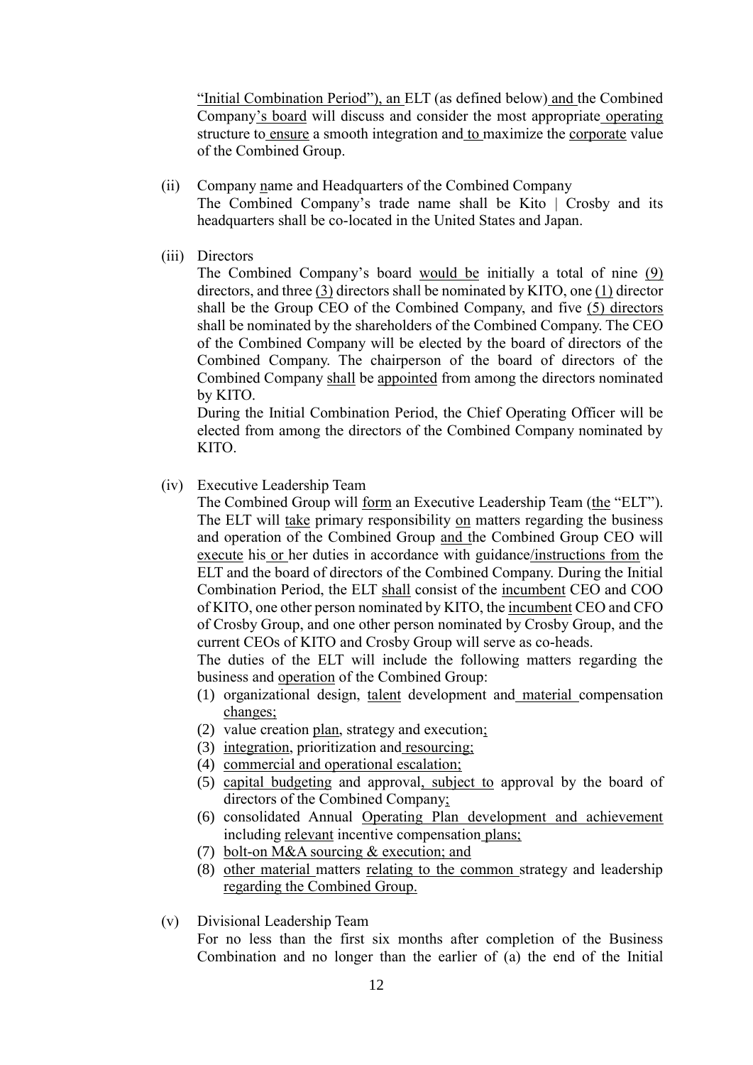"Initial Combination Period"), an ELT (as defined below) and the Combined Company's board will discuss and consider the most appropriate operating structure to ensure a smooth integration and to maximize the corporate value of the Combined Group.

(ii) Company name and Headquarters of the Combined Company

The Combined Company's trade name shall be Kito | Crosby and its headquarters shall be co-located in the United States and Japan.

(iii) Directors

The Combined Company's board would be initially a total of nine (9) directors, and three (3) directors shall be nominated by KITO, one (1) director shall be the Group CEO of the Combined Company, and five (5) directors shall be nominated by the shareholders of the Combined Company. The CEO of the Combined Company will be elected by the board of directors of the Combined Company. The chairperson of the board of directors of the Combined Company shall be appointed from among the directors nominated by KITO.

During the Initial Combination Period, the Chief Operating Officer will be elected from among the directors of the Combined Company nominated by KITO.

(iv) Executive Leadership Team

The Combined Group will form an Executive Leadership Team (the "ELT"). The ELT will take primary responsibility on matters regarding the business and operation of the Combined Group and the Combined Group CEO will execute his or her duties in accordance with guidance/instructions from the ELT and the board of directors of the Combined Company. During the Initial Combination Period, the ELT shall consist of the incumbent CEO and COO of KITO, one other person nominated by KITO, the incumbent CEO and CFO of Crosby Group, and one other person nominated by Crosby Group, and the current CEOs of KITO and Crosby Group will serve as co-heads.

The duties of the ELT will include the following matters regarding the business and operation of the Combined Group:

(1) organizational design, talent development and material compensation changes;
(2) value creation plan, strategy and execution;
(3) integration, prioritization and resourcing;
(4) commercial and operational escalation;
(5) capital budgeting and approval, subject to approval by the board of directors of the Combined Company;
(6) consolidated Annual Operating Plan development and achievement including relevant incentive compensation plans;
(7) bolt-on M&A sourcing & execution; and
(8) other material matters relating to the common strategy and leadership regarding the Combined Group.

(v) Divisional Leadership Team

For no less than the first six months after completion of the Business Combination and no longer than the earlier of (a) the end of the Initial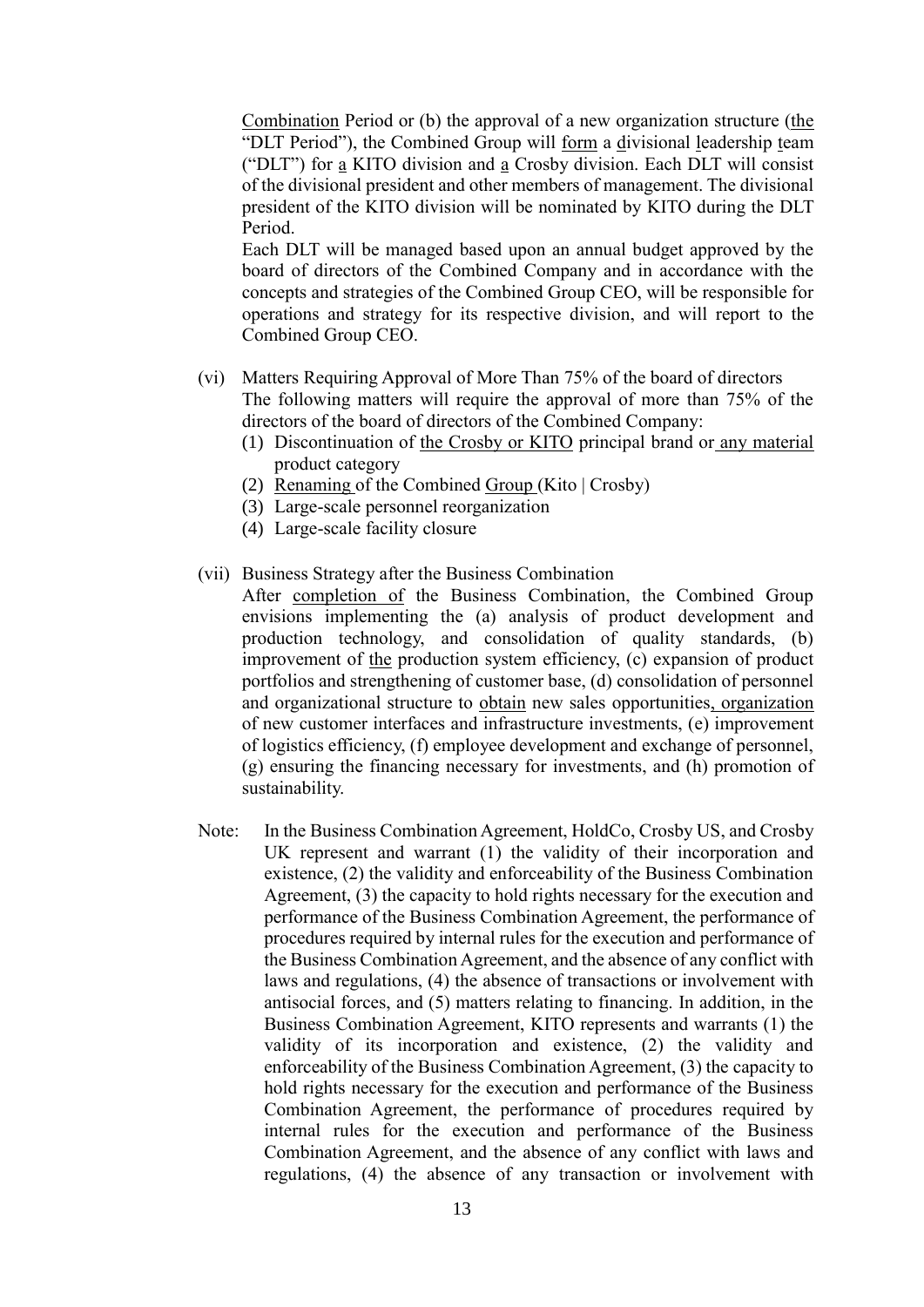Combination Period or (b) the approval of a new organization structure (the "DLT Period"), the Combined Group will form a divisional leadership team ("DLT") for a KITO division and a Crosby division. Each DLT will consist of the divisional president and other members of management. The divisional president of the KITO division will be nominated by KITO during the DLT Period.

Each DLT will be managed based upon an annual budget approved by the board of directors of the Combined Company and in accordance with the concepts and strategies of the Combined Group CEO, will be responsible for operations and strategy for its respective division, and will report to the Combined Group CEO.

(vi) Matters Requiring Approval of More Than 75% of the board of directors

The following matters will require the approval of more than 75% of the directors of the board of directors of the Combined Company:

(1) Discontinuation of the Crosby or KITO principal brand or any material product category
(2) Renaming of the Combined Group (Kito | Crosby)
(3) Large-scale personnel reorganization
(4) Large-scale facility closure

(vii) Business Strategy after the Business Combination

After completion of the Business Combination, the Combined Group envisions implementing the (a) analysis of product development and production technology, and consolidation of quality standards, (b) improvement of the production system efficiency, (c) expansion of product portfolios and strengthening of customer base, (d) consolidation of personnel and organizational structure to obtain new sales opportunities, organization of new customer interfaces and infrastructure investments, (e) improvement of logistics efficiency, (f) employee development and exchange of personnel, (g) ensuring the financing necessary for investments, and (h) promotion of sustainability.

Note: In the Business Combination Agreement, HoldCo, Crosby US, and Crosby UK represent and warrant (1) the validity of their incorporation and existence, (2) the validity and enforceability of the Business Combination Agreement, (3) the capacity to hold rights necessary for the execution and performance of the Business Combination Agreement, the performance of procedures required by internal rules for the execution and performance of the Business Combination Agreement, and the absence of any conflict with laws and regulations, (4) the absence of transactions or involvement with antisocial forces, and (5) matters relating to financing. In addition, in the Business Combination Agreement, KITO represents and warrants (1) the validity of its incorporation and existence, (2) the validity and enforceability of the Business Combination Agreement, (3) the capacity to hold rights necessary for the execution and performance of the Business Combination Agreement, the performance of procedures required by internal rules for the execution and performance of the Business Combination Agreement, and the absence of any conflict with laws and regulations, (4) the absence of any transaction or involvement with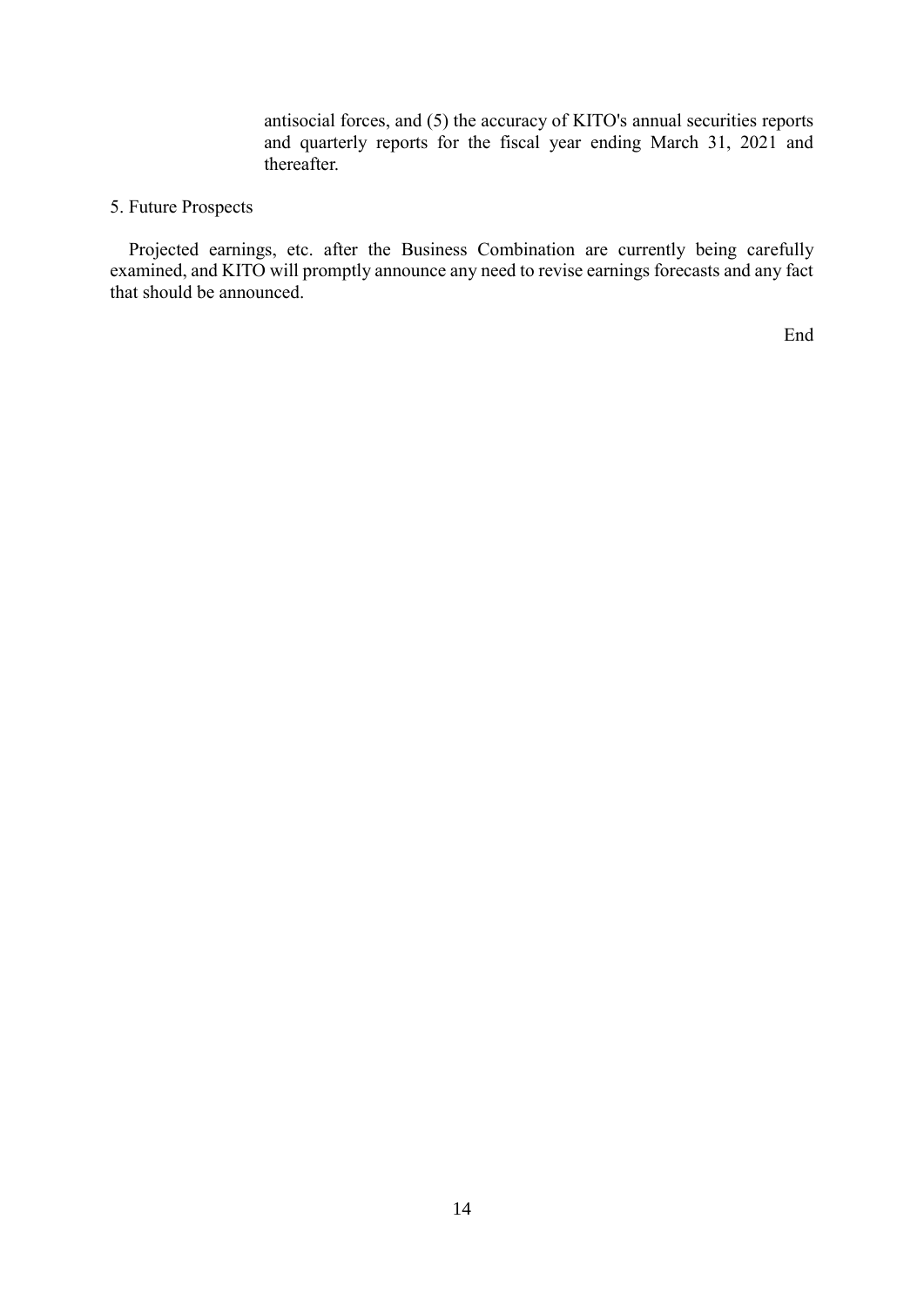antisocial forces, and (5) the accuracy of KITO's annual securities reports and quarterly reports for the fiscal year ending March 31, 2021 and thereafter.

## 5. Future Prospects

Projected earnings, etc. after the Business Combination are currently being carefully examined, and KITO will promptly announce any need to revise earnings forecasts and any fact that should be announced.

End